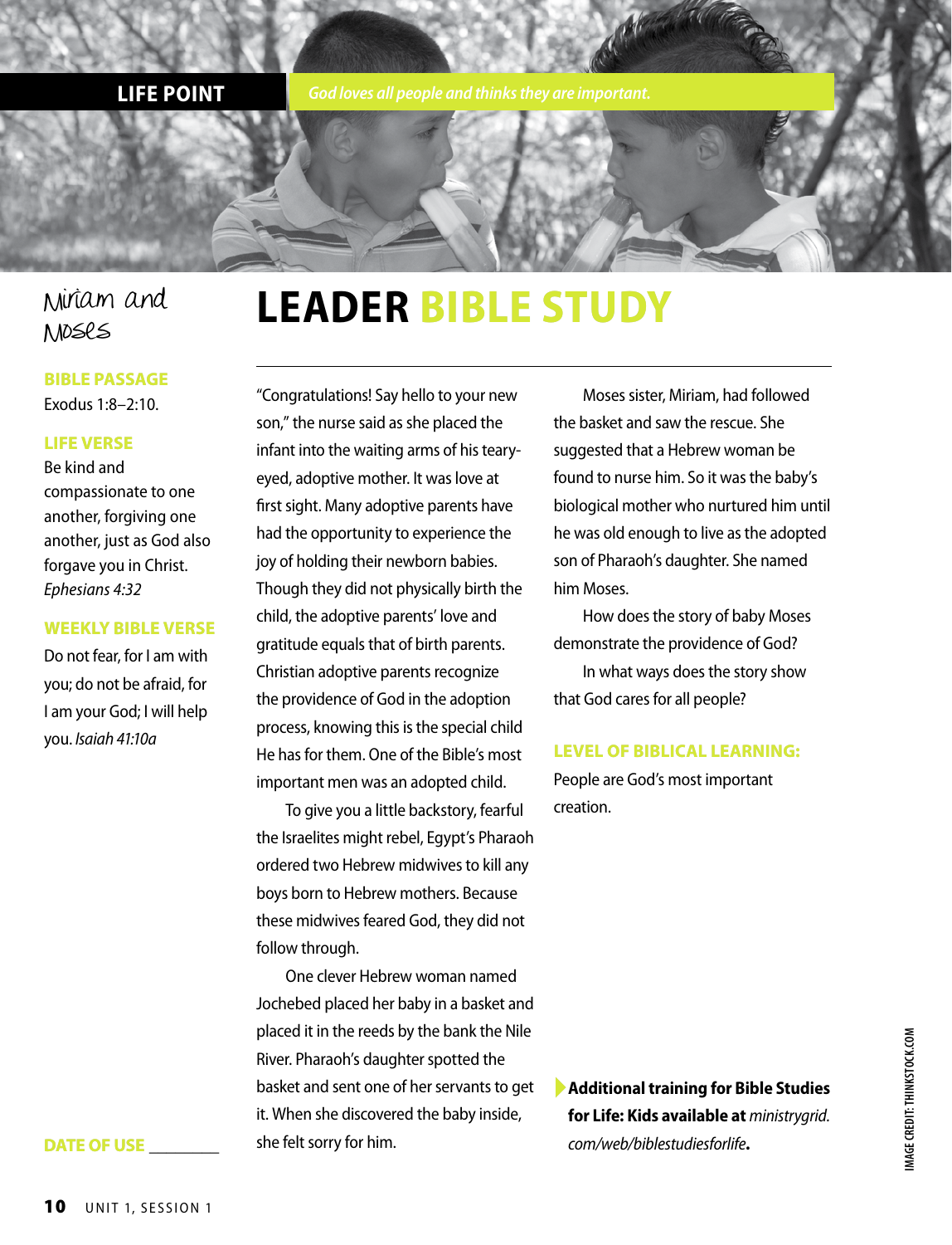**LIFE POINT** *God loves all people and thinks they are important.*

Miriam and Moses

# LEADER BIBLE STUDY

**BIBLE PASSAGE**

Exodus 1:8–2:10.

**LIFE VERSE**

Be kind and compassionate to one another, forgiving one another, just as God also forgave you in Christ. *Ephesians 4:32*

**WEEKLY BIBLE VERSE**

Do not fear, for I am with you; do not be afraid, for I am your God; I will help you. *Isaiah 41:10a*

**DATE OF USE** ________

"Congratulations! Say hello to your new son," the nurse said as she placed the infant into the waiting arms of his teary-eyed, adoptive mother. It was love at first sight. Many adoptive parents have had the opportunity to experience the joy of holding their newborn babies. Though they did not physically birth the child, the adoptive parents' love and gratitude equals that of birth parents. Christian adoptive parents recognize the providence of God in the adoption process, knowing this is the special child He has for them. One of the Bible's most important men was an adopted child.

To give you a little backstory, fearful the Israelites might rebel, Egypt's Pharaoh ordered two Hebrew midwives to kill any boys born to Hebrew mothers. Because these midwives feared God, they did not follow through.

One clever Hebrew woman named Jochebed placed her baby in a basket and placed it in the reeds by the bank the Nile River. Pharaoh's daughter spotted the basket and sent one of her servants to get it. When she discovered the baby inside, she felt sorry for him.

Moses sister, Miriam, had followed the basket and saw the rescue. She suggested that a Hebrew woman be found to nurse him. So it was the baby's biological mother who nurtured him until he was old enough to live as the adopted son of Pharaoh's daughter. She named him Moses.

How does the story of baby Moses demonstrate the providence of God?

In what ways does the story show that God cares for all people?

**LEVEL OF BIBLICAL LEARNING:**

People are God's most important creation.

**Additional training for Bible Studies for Life: Kids available at** *ministrygrid.com/web/biblestudiesforlife***.**

IMAGE CREDIT: THINKSTOCK.COM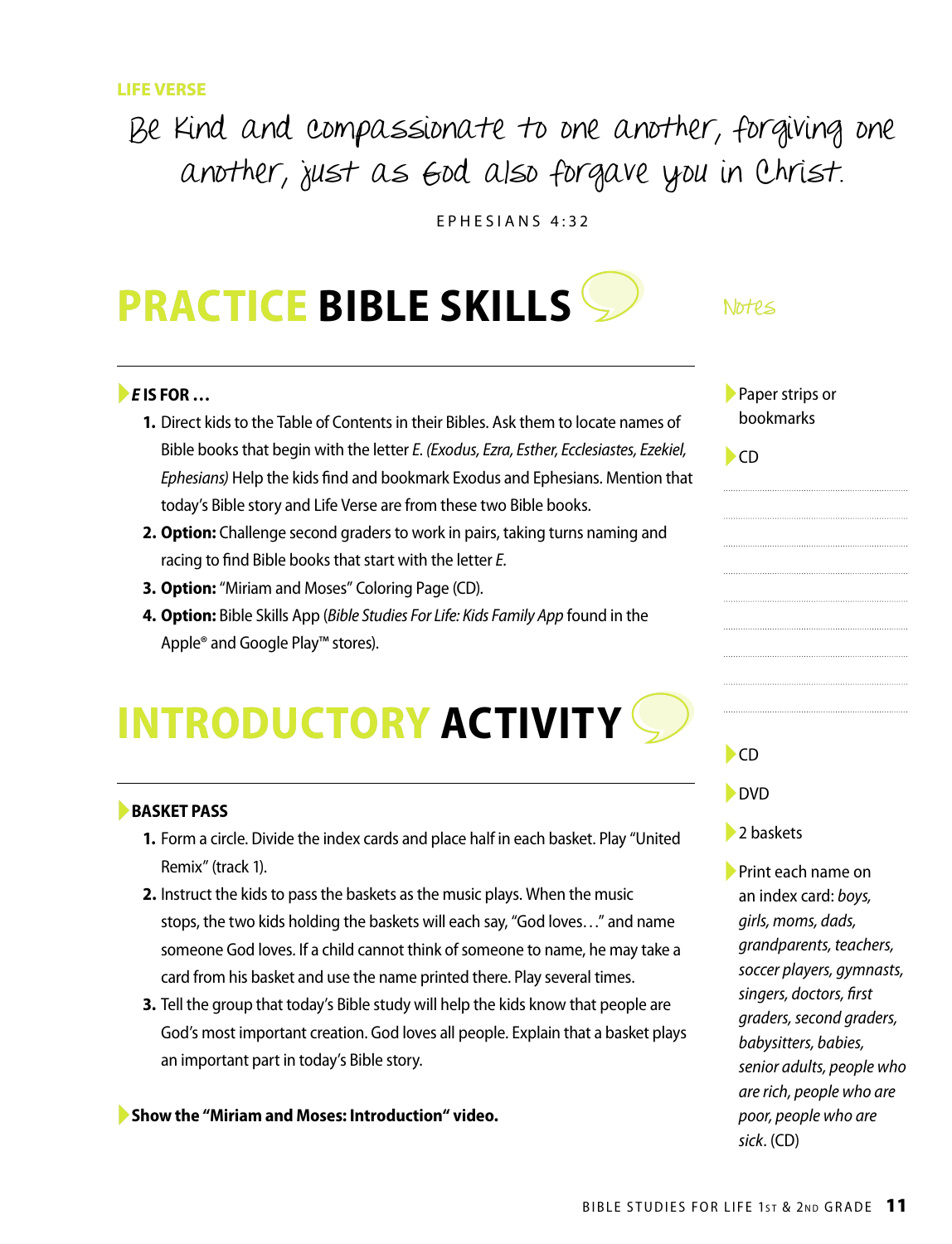LIFE VERSE

Be kind and compassionate to one another, forgiving one another, just as God also forgave you in Christ.

EPHESIANS 4:32

## PRACTICE BIBLE SKILLS

Notes

- Paper strips or bookmarks
- CD

### *E* IS FOR …

1. Direct kids to the Table of Contents in their Bibles. Ask them to locate names of Bible books that begin with the letter *E. (Exodus, Ezra, Esther, Ecclesiastes, Ezekiel, Ephesians)* Help the kids find and bookmark Exodus and Ephesians. Mention that today's Bible story and Life Verse are from these two Bible books.
2. **Option:** Challenge second graders to work in pairs, taking turns naming and racing to find Bible books that start with the letter *E*.
3. **Option:** "Miriam and Moses" Coloring Page (CD).
4. **Option:** Bible Skills App (*Bible Studies For Life: Kids Family App* found in the Apple® and Google Play™ stores).

## INTRODUCTORY ACTIVITY

- CD
- DVD
- 2 baskets
- Print each name on an index card: *boys, girls, moms, dads, grandparents, teachers, soccer players, gymnasts, singers, doctors, first graders, second graders, babysitters, babies, senior adults, people who are rich, people who are poor, people who are sick*. (CD)

### BASKET PASS

1. Form a circle. Divide the index cards and place half in each basket. Play "United Remix" (track 1).
2. Instruct the kids to pass the baskets as the music plays. When the music stops, the two kids holding the baskets will each say, "God loves…" and name someone God loves. If a child cannot think of someone to name, he may take a card from his basket and use the name printed there. Play several times.
3. Tell the group that today's Bible study will help the kids know that people are God's most important creation. God loves all people. Explain that a basket plays an important part in today's Bible story.

**Show the "Miriam and Moses: Introduction" video.**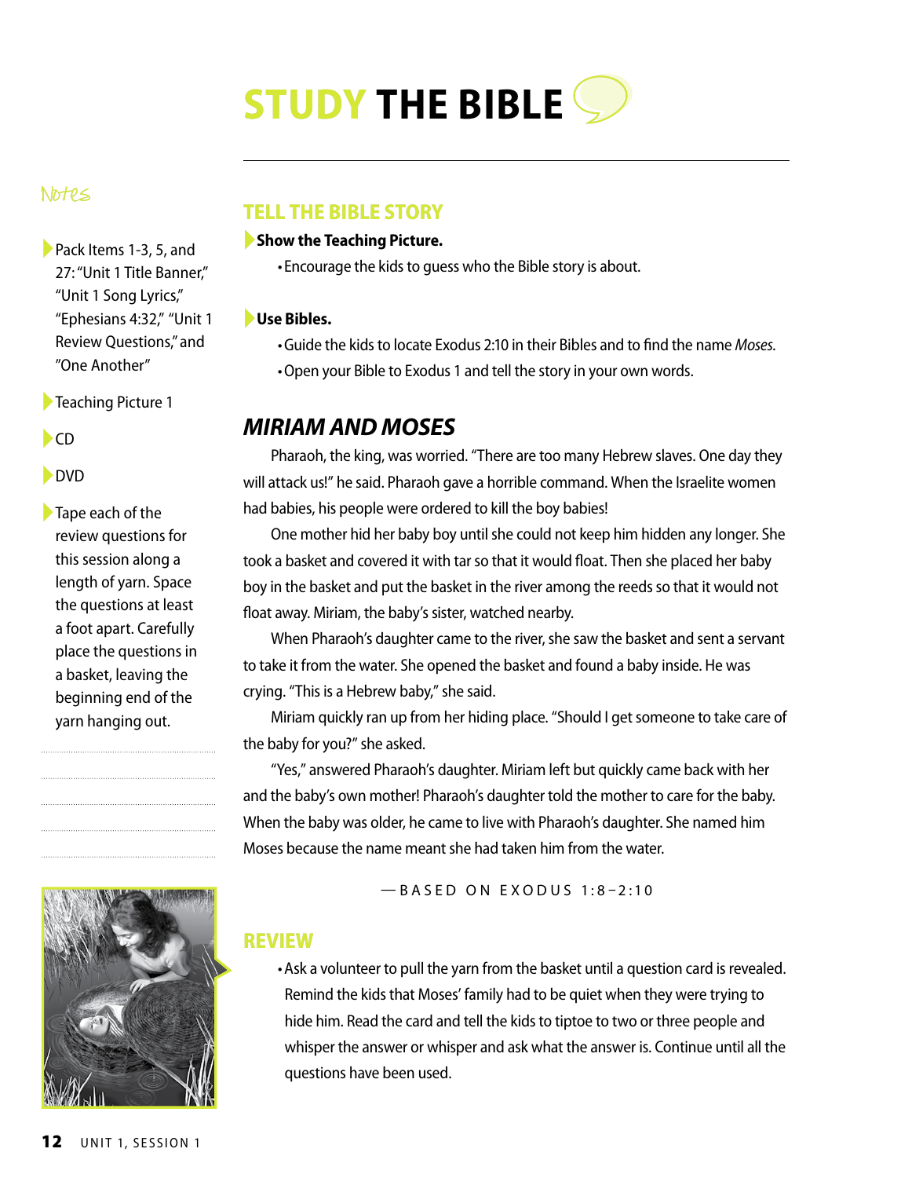# STUDY THE BIBLE

Notes

- Pack Items 1-3, 5, and 27: "Unit 1 Title Banner," "Unit 1 Song Lyrics," "Ephesians 4:32," "Unit 1 Review Questions," and "One Another"
- Teaching Picture 1
- CD
- DVD
- Tape each of the review questions for this session along a length of yarn. Space the questions at least a foot apart. Carefully place the questions in a basket, leaving the beginning end of the yarn hanging out.

## TELL THE BIBLE STORY

**Show the Teaching Picture.**

- Encourage the kids to guess who the Bible story is about.

**Use Bibles.**

- Guide the kids to locate Exodus 2:10 in their Bibles and to find the name *Moses*.
- Open your Bible to Exodus 1 and tell the story in your own words.

## *MIRIAM AND MOSES*

Pharaoh, the king, was worried. "There are too many Hebrew slaves. One day they will attack us!" he said. Pharaoh gave a horrible command. When the Israelite women had babies, his people were ordered to kill the boy babies!

One mother hid her baby boy until she could not keep him hidden any longer. She took a basket and covered it with tar so that it would float. Then she placed her baby boy in the basket and put the basket in the river among the reeds so that it would not float away. Miriam, the baby's sister, watched nearby.

When Pharaoh's daughter came to the river, she saw the basket and sent a servant to take it from the water. She opened the basket and found a baby inside. He was crying. "This is a Hebrew baby," she said.

Miriam quickly ran up from her hiding place. "Should I get someone to take care of the baby for you?" she asked.

"Yes," answered Pharaoh's daughter. Miriam left but quickly came back with her and the baby's own mother! Pharaoh's daughter told the mother to care for the baby. When the baby was older, he came to live with Pharaoh's daughter. She named him Moses because the name meant she had taken him from the water.

—BASED ON EXODUS 1:8–2:10

## REVIEW

- Ask a volunteer to pull the yarn from the basket until a question card is revealed. Remind the kids that Moses' family had to be quiet when they were trying to hide him. Read the card and tell the kids to tiptoe to two or three people and whisper the answer or whisper and ask what the answer is. Continue until all the questions have been used.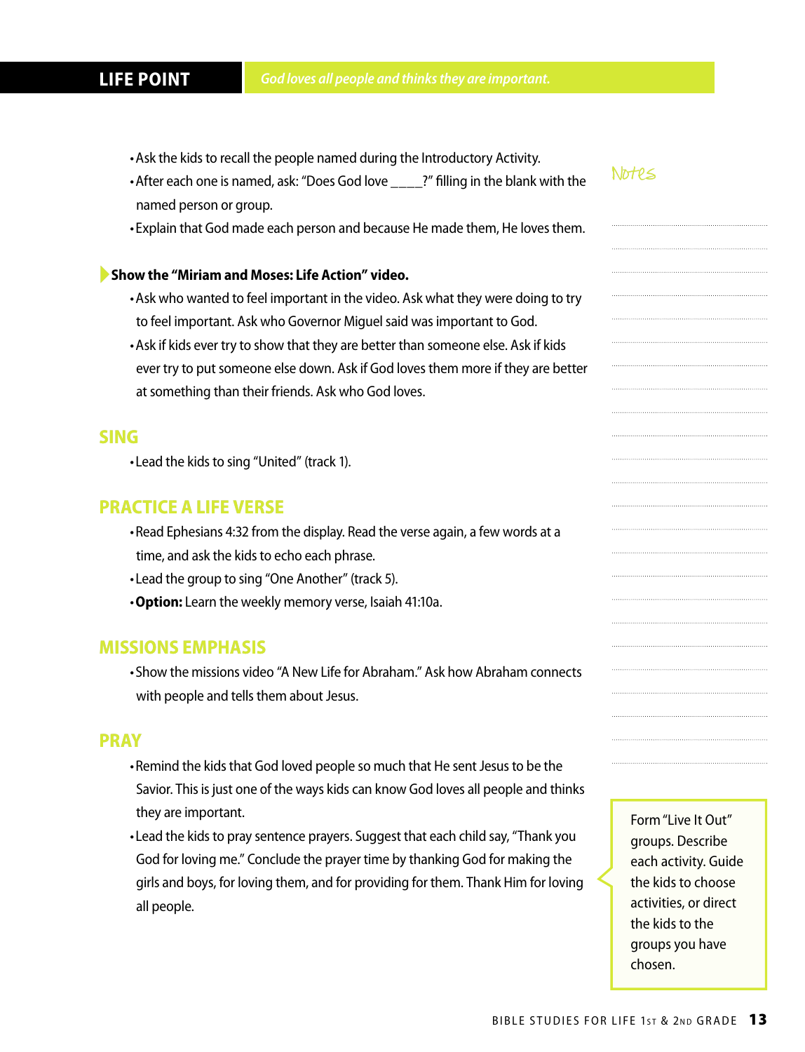**LIFE POINT** *God loves all people and thinks they are important.*

- Ask the kids to recall the people named during the Introductory Activity.
- After each one is named, ask: "Does God love ____?" filling in the blank with the named person or group.
- Explain that God made each person and because He made them, He loves them.

**Show the "Miriam and Moses: Life Action" video.**

- Ask who wanted to feel important in the video. Ask what they were doing to try to feel important. Ask who Governor Miguel said was important to God.
- Ask if kids ever try to show that they are better than someone else. Ask if kids ever try to put someone else down. Ask if God loves them more if they are better at something than their friends. Ask who God loves.

## SING

- Lead the kids to sing "United" (track 1).

## PRACTICE A LIFE VERSE

- Read Ephesians 4:32 from the display. Read the verse again, a few words at a time, and ask the kids to echo each phrase.
- Lead the group to sing "One Another" (track 5).
- **Option:** Learn the weekly memory verse, Isaiah 41:10a.

## MISSIONS EMPHASIS

- Show the missions video "A New Life for Abraham." Ask how Abraham connects with people and tells them about Jesus.

## PRAY

- Remind the kids that God loved people so much that He sent Jesus to be the Savior. This is just one of the ways kids can know God loves all people and thinks they are important.
- Lead the kids to pray sentence prayers. Suggest that each child say, "Thank you God for loving me." Conclude the prayer time by thanking God for making the girls and boys, for loving them, and for providing for them. Thank Him for loving all people.

Notes

Form "Live It Out" groups. Describe each activity. Guide the kids to choose activities, or direct the kids to the groups you have chosen.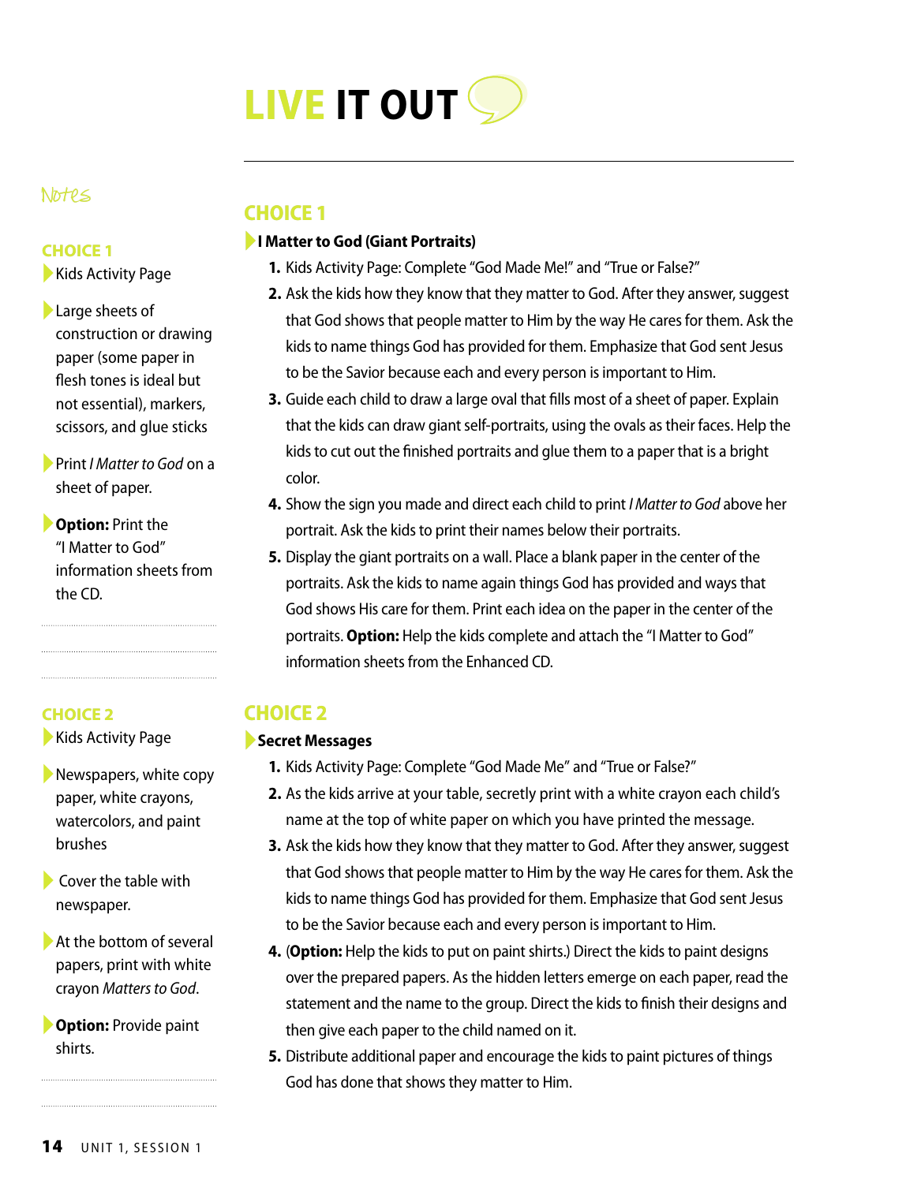# LIVE IT OUT

## Notes

### CHOICE 1

- Kids Activity Page
- Large sheets of construction or drawing paper (some paper in flesh tones is ideal but not essential), markers, scissors, and glue sticks
- Print *I Matter to God* on a sheet of paper.
- **Option:** Print the "I Matter to God" information sheets from the CD.

### CHOICE 2

- Kids Activity Page
- Newspapers, white copy paper, white crayons, watercolors, and paint brushes
- Cover the table with newspaper.
- At the bottom of several papers, print with white crayon *Matters to God*.
- **Option:** Provide paint shirts.

## CHOICE 1

**I Matter to God (Giant Portraits)**

1. Kids Activity Page: Complete "God Made Me!" and "True or False?"
2. Ask the kids how they know that they matter to God. After they answer, suggest that God shows that people matter to Him by the way He cares for them. Ask the kids to name things God has provided for them. Emphasize that God sent Jesus to be the Savior because each and every person is important to Him.
3. Guide each child to draw a large oval that fills most of a sheet of paper. Explain that the kids can draw giant self-portraits, using the ovals as their faces. Help the kids to cut out the finished portraits and glue them to a paper that is a bright color.
4. Show the sign you made and direct each child to print *I Matter to God* above her portrait. Ask the kids to print their names below their portraits.
5. Display the giant portraits on a wall. Place a blank paper in the center of the portraits. Ask the kids to name again things God has provided and ways that God shows His care for them. Print each idea on the paper in the center of the portraits. **Option:** Help the kids complete and attach the "I Matter to God" information sheets from the Enhanced CD.

## CHOICE 2

**Secret Messages**

1. Kids Activity Page: Complete "God Made Me" and "True or False?"
2. As the kids arrive at your table, secretly print with a white crayon each child's name at the top of white paper on which you have printed the message.
3. Ask the kids how they know that they matter to God. After they answer, suggest that God shows that people matter to Him by the way He cares for them. Ask the kids to name things God has provided for them. Emphasize that God sent Jesus to be the Savior because each and every person is important to Him.
4. (**Option:** Help the kids to put on paint shirts.) Direct the kids to paint designs over the prepared papers. As the hidden letters emerge on each paper, read the statement and the name to the group. Direct the kids to finish their designs and then give each paper to the child named on it.
5. Distribute additional paper and encourage the kids to paint pictures of things God has done that shows they matter to Him.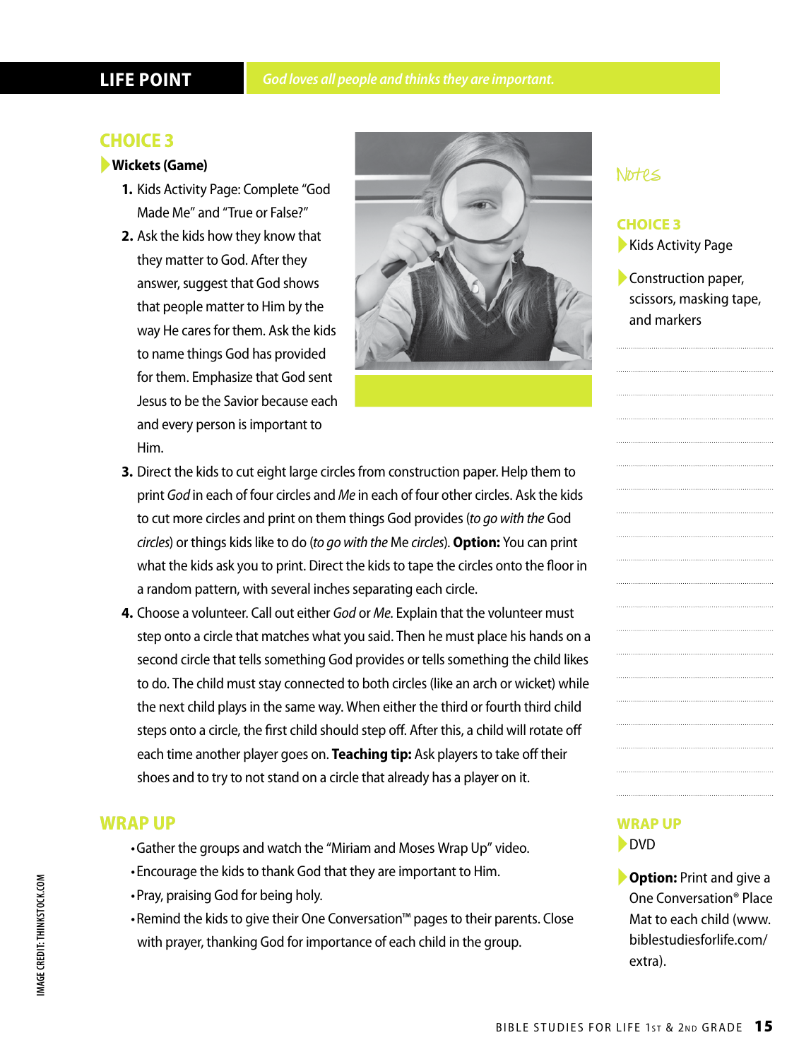**LIFE POINT** *God loves all people and thinks they are important.*

## CHOICE 3

**Wickets (Game)**

1. Kids Activity Page: Complete "God Made Me" and "True or False?"
2. Ask the kids how they know that they matter to God. After they answer, suggest that God shows that people matter to Him by the way He cares for them. Ask the kids to name things God has provided for them. Emphasize that God sent Jesus to be the Savior because each and every person is important to Him.
3. Direct the kids to cut eight large circles from construction paper. Help them to print *God* in each of four circles and *Me* in each of four other circles. Ask the kids to cut more circles and print on them things God provides (*to go with the* God *circles*) or things kids like to do (*to go with the* Me *circles*). **Option:** You can print what the kids ask you to print. Direct the kids to tape the circles onto the floor in a random pattern, with several inches separating each circle.
4. Choose a volunteer. Call out either *God* or *Me*. Explain that the volunteer must step onto a circle that matches what you said. Then he must place his hands on a second circle that tells something God provides or tells something the child likes to do. The child must stay connected to both circles (like an arch or wicket) while the next child plays in the same way. When either the third or fourth third child steps onto a circle, the first child should step off. After this, a child will rotate off each time another player goes on. **Teaching tip:** Ask players to take off their shoes and to try to not stand on a circle that already has a player on it.

## WRAP UP

- Gather the groups and watch the "Miriam and Moses Wrap Up" video.
- Encourage the kids to thank God that they are important to Him.
- Pray, praising God for being holy.
- Remind the kids to give their One Conversation™ pages to their parents. Close with prayer, thanking God for importance of each child in the group.

Notes

**CHOICE 3**

- Kids Activity Page
- Construction paper, scissors, masking tape, and markers

**WRAP UP**

- DVD
- **Option:** Print and give a One Conversation® Place Mat to each child (www.biblestudiesforlife.com/extra).

IMAGE CREDIT: THINKSTOCK.COM